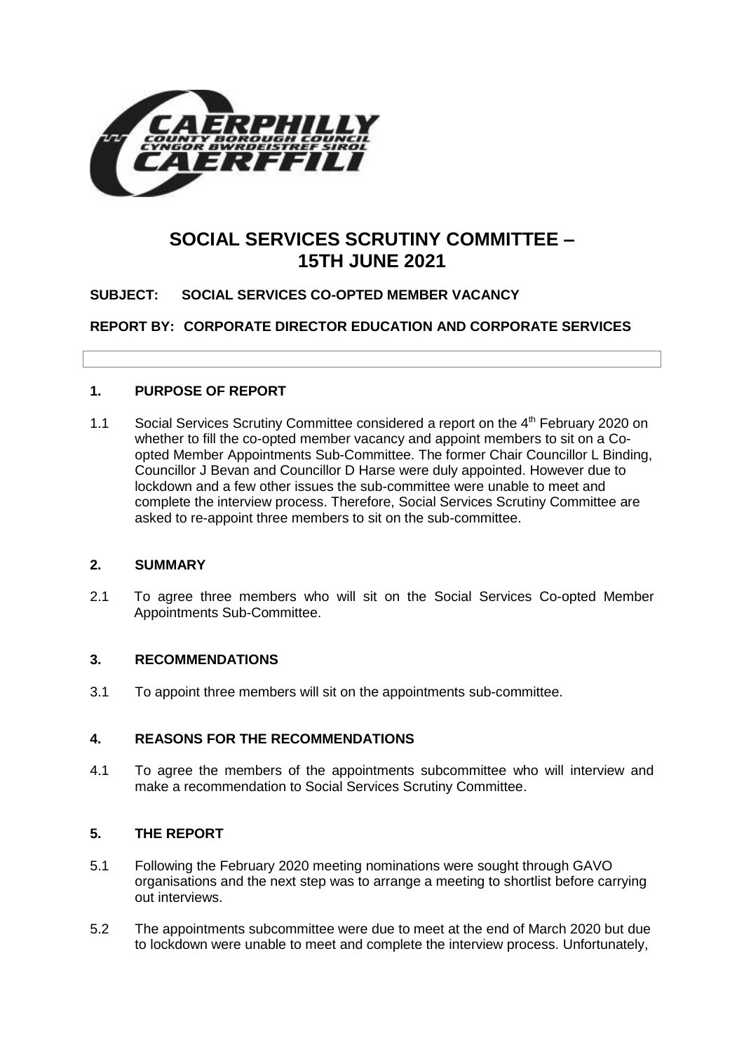# SOCIAL SERVICES SCRUTINY COMMITTEE – 15TH JUNE 2021

**SUBJECT: SOCIAL SERVICES CO-OPTED MEMBER VACANCY**

**REPORT BY: CORPORATE DIRECTOR EDUCATION AND CORPORATE SERVICES**

## 1. PURPOSE OF REPORT

1.1 Social Services Scrutiny Committee considered a report on the 4th February 2020 on whether to fill the co-opted member vacancy and appoint members to sit on a Co-opted Member Appointments Sub-Committee. The former Chair Councillor L Binding, Councillor J Bevan and Councillor D Harse were duly appointed. However due to lockdown and a few other issues the sub-committee were unable to meet and complete the interview process. Therefore, Social Services Scrutiny Committee are asked to re-appoint three members to sit on the sub-committee.

## 2. SUMMARY

2.1 To agree three members who will sit on the Social Services Co-opted Member Appointments Sub-Committee.

## 3. RECOMMENDATIONS

3.1 To appoint three members will sit on the appointments sub-committee.

## 4. REASONS FOR THE RECOMMENDATIONS

4.1 To agree the members of the appointments subcommittee who will interview and make a recommendation to Social Services Scrutiny Committee.

## 5. THE REPORT

5.1 Following the February 2020 meeting nominations were sought through GAVO organisations and the next step was to arrange a meeting to shortlist before carrying out interviews.

5.2 The appointments subcommittee were due to meet at the end of March 2020 but due to lockdown were unable to meet and complete the interview process. Unfortunately,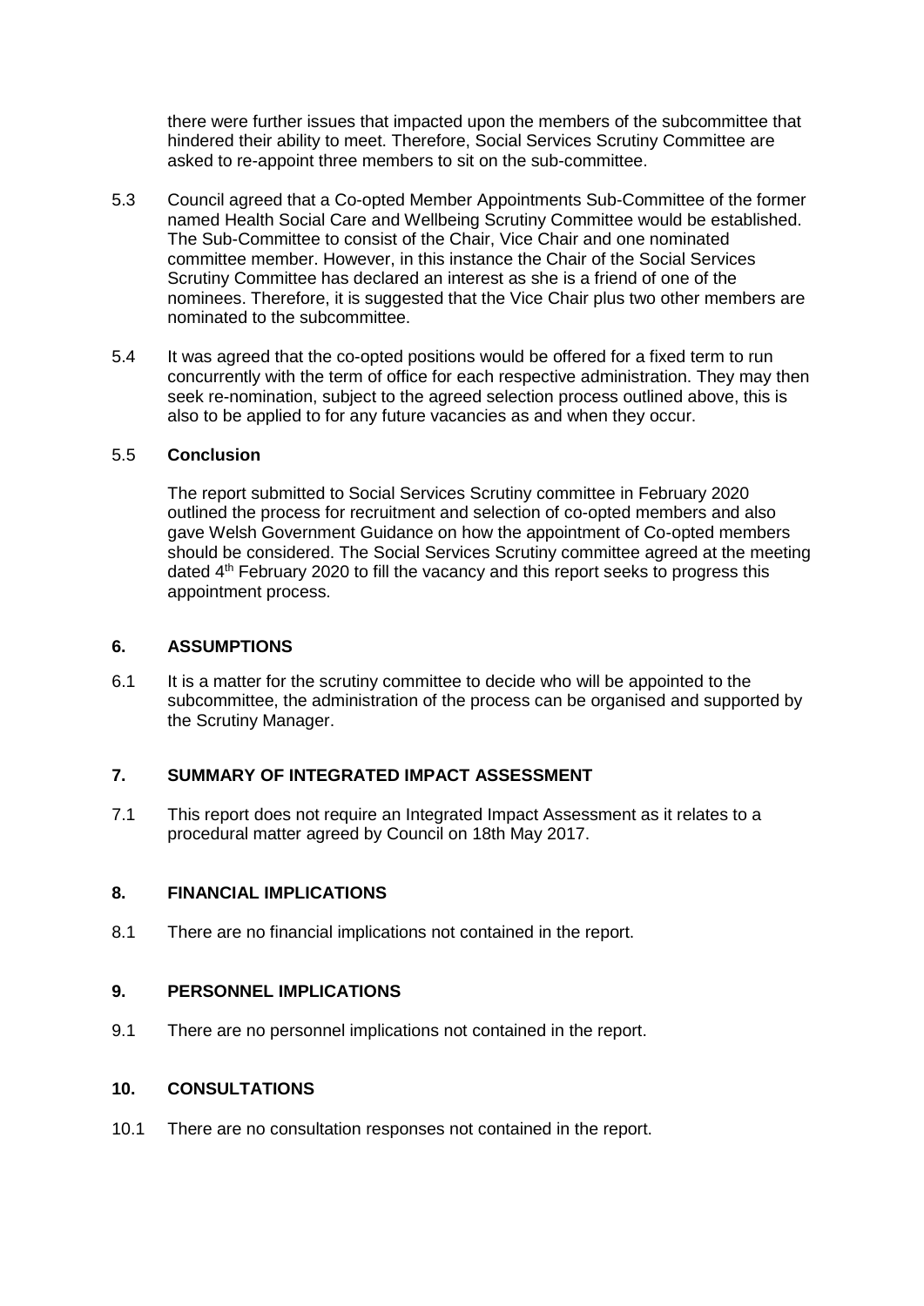there were further issues that impacted upon the members of the subcommittee that hindered their ability to meet. Therefore, Social Services Scrutiny Committee are asked to re-appoint three members to sit on the sub-committee.

5.3 Council agreed that a Co-opted Member Appointments Sub-Committee of the former named Health Social Care and Wellbeing Scrutiny Committee would be established. The Sub-Committee to consist of the Chair, Vice Chair and one nominated committee member. However, in this instance the Chair of the Social Services Scrutiny Committee has declared an interest as she is a friend of one of the nominees. Therefore, it is suggested that the Vice Chair plus two other members are nominated to the subcommittee.

5.4 It was agreed that the co-opted positions would be offered for a fixed term to run concurrently with the term of office for each respective administration. They may then seek re-nomination, subject to the agreed selection process outlined above, this is also to be applied to for any future vacancies as and when they occur.

5.5 **Conclusion**

The report submitted to Social Services Scrutiny committee in February 2020 outlined the process for recruitment and selection of co-opted members and also gave Welsh Government Guidance on how the appointment of Co-opted members should be considered. The Social Services Scrutiny committee agreed at the meeting dated 4th February 2020 to fill the vacancy and this report seeks to progress this appointment process.

## 6. ASSUMPTIONS

6.1 It is a matter for the scrutiny committee to decide who will be appointed to the subcommittee, the administration of the process can be organised and supported by the Scrutiny Manager.

## 7. SUMMARY OF INTEGRATED IMPACT ASSESSMENT

7.1 This report does not require an Integrated Impact Assessment as it relates to a procedural matter agreed by Council on 18th May 2017.

## 8. FINANCIAL IMPLICATIONS

8.1 There are no financial implications not contained in the report.

## 9. PERSONNEL IMPLICATIONS

9.1 There are no personnel implications not contained in the report.

## 10. CONSULTATIONS

10.1 There are no consultation responses not contained in the report.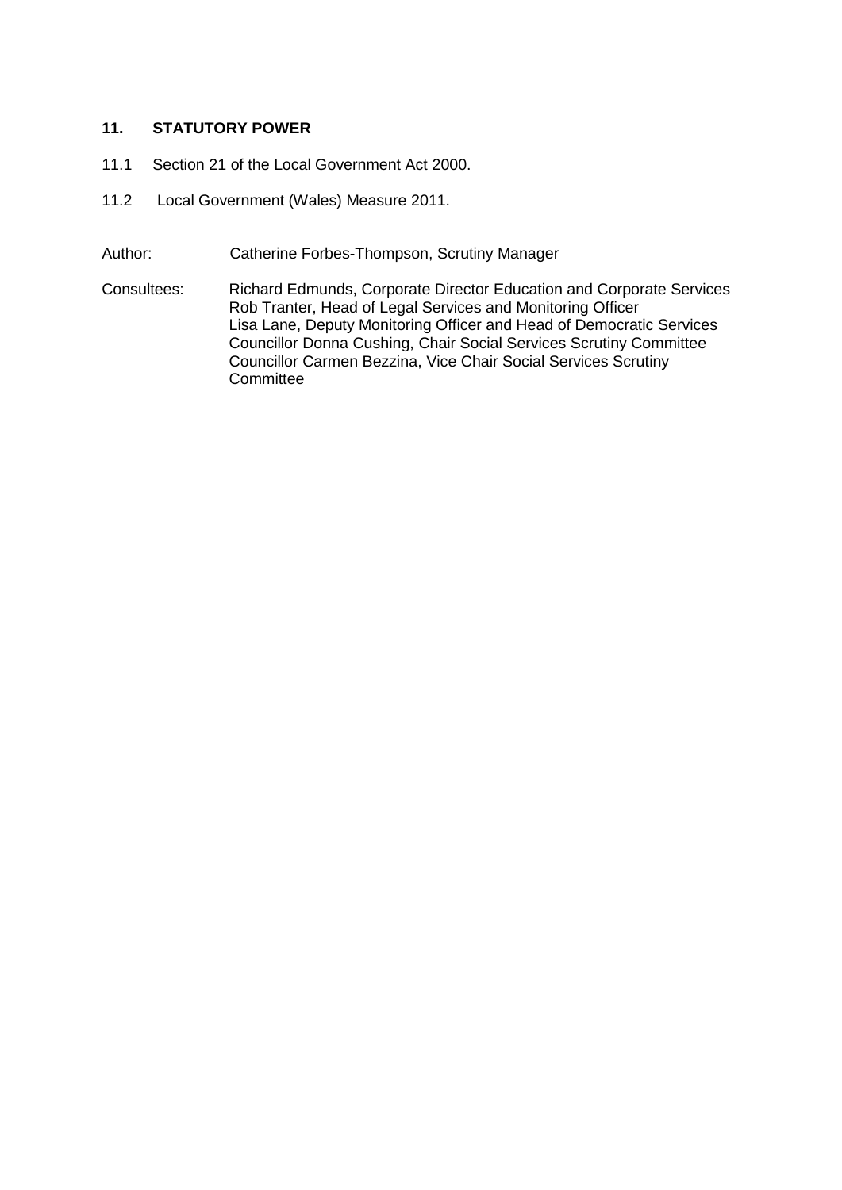## 11. STATUTORY POWER

11.1 Section 21 of the Local Government Act 2000.

11.2 Local Government (Wales) Measure 2011.

Author: Catherine Forbes-Thompson, Scrutiny Manager

Consultees: Richard Edmunds, Corporate Director Education and Corporate Services
Rob Tranter, Head of Legal Services and Monitoring Officer
Lisa Lane, Deputy Monitoring Officer and Head of Democratic Services
Councillor Donna Cushing, Chair Social Services Scrutiny Committee
Councillor Carmen Bezzina, Vice Chair Social Services Scrutiny Committee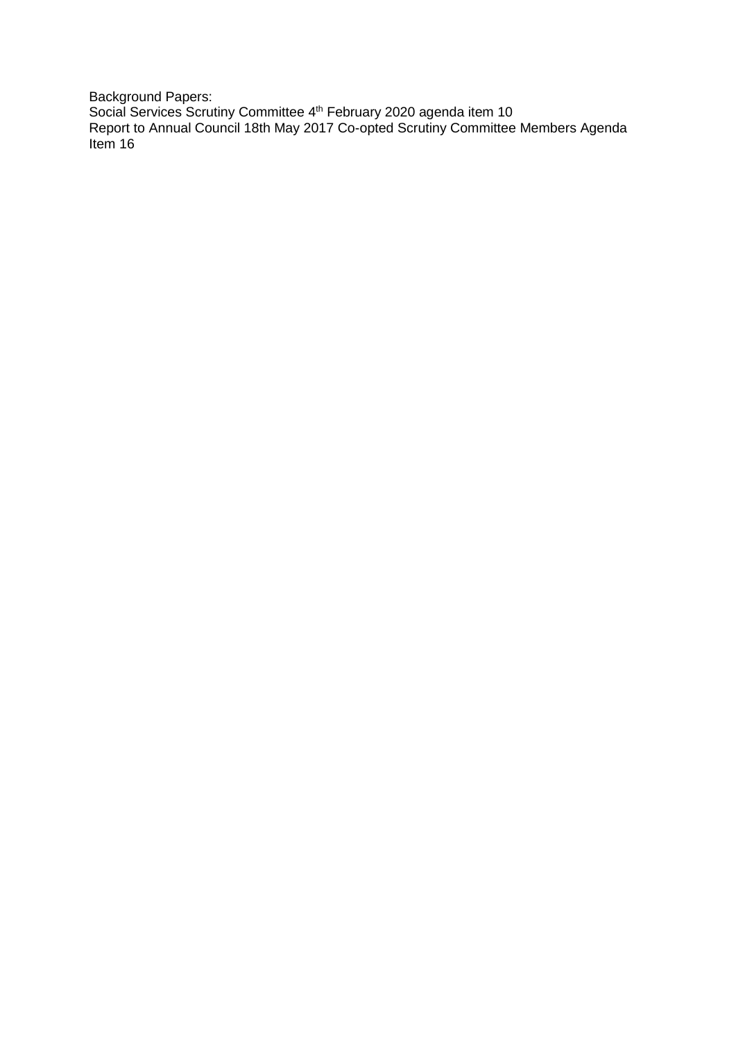Background Papers:
Social Services Scrutiny Committee 4th February 2020 agenda item 10
Report to Annual Council 18th May 2017 Co-opted Scrutiny Committee Members Agenda Item 16